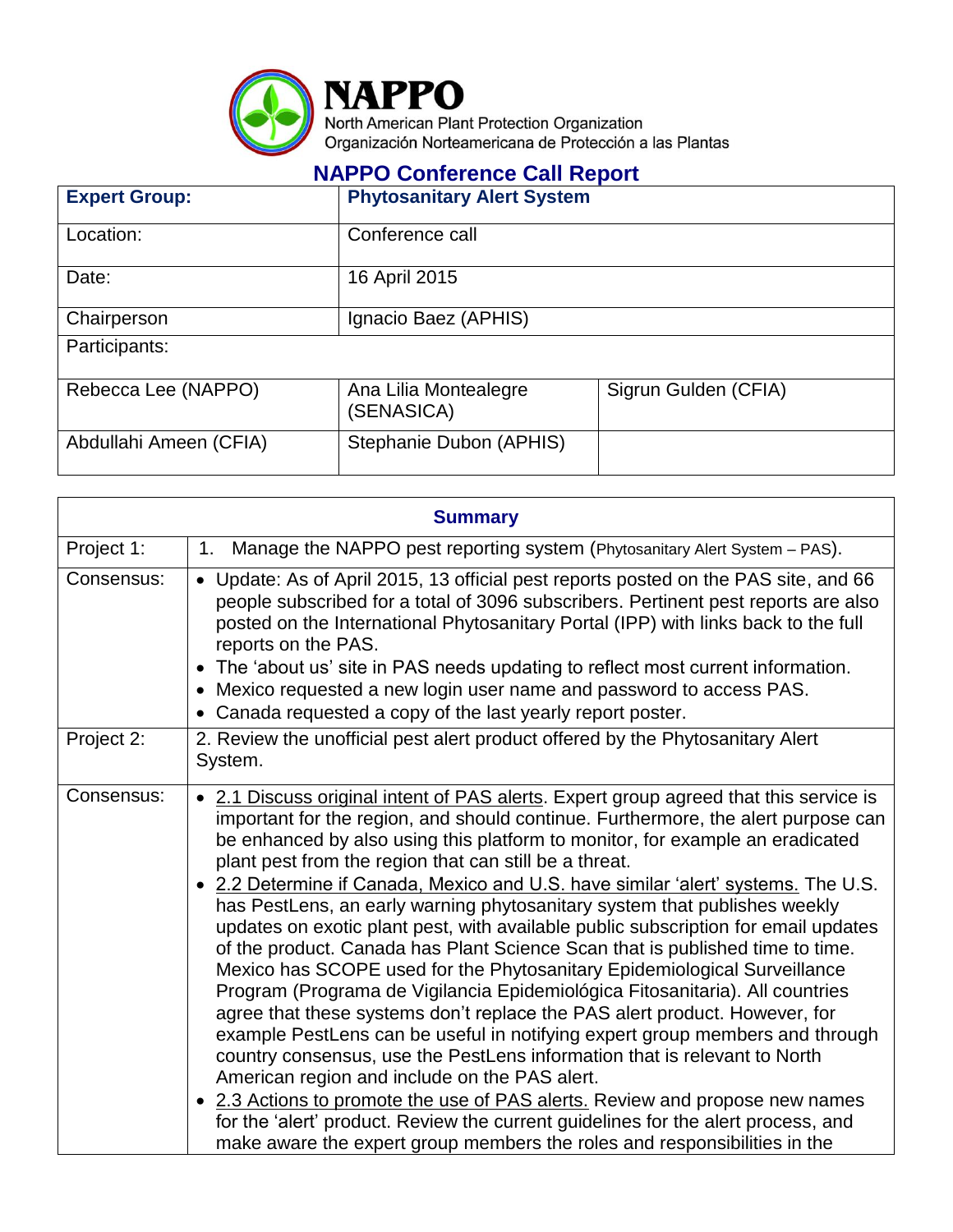**NAPPO**
North American Plant Protection Organization
Organización Norteamericana de Protección a las Plantas

## NAPPO Conference Call Report

| **Expert Group:** | **Phytosanitary Alert System** | |
|---|---|---|
| Location: | Conference call | |
| Date: | 16 April 2015 | |
| Chairperson | Ignacio Baez (APHIS) | |
| Participants: | | |
| Rebecca Lee (NAPPO) | Ana Lilia Montealegre (SENASICA) | Sigrun Gulden (CFIA) |
| Abdullahi Ameen (CFIA) | Stephanie Dubon (APHIS) | |

| **Summary** | |
|---|---|
| Project 1: | 1. Manage the NAPPO pest reporting system (Phytosanitary Alert System – PAS). |
| Consensus: | • Update: As of April 2015, 13 official pest reports posted on the PAS site, and 66 people subscribed for a total of 3096 subscribers. Pertinent pest reports are also posted on the International Phytosanitary Portal (IPP) with links back to the full reports on the PAS.<br>• The 'about us' site in PAS needs updating to reflect most current information.<br>• Mexico requested a new login user name and password to access PAS.<br>• Canada requested a copy of the last yearly report poster. |
| Project 2: | 2. Review the unofficial pest alert product offered by the Phytosanitary Alert System. |
| Consensus: | • 2.1 Discuss original intent of PAS alerts. Expert group agreed that this service is important for the region, and should continue. Furthermore, the alert purpose can be enhanced by also using this platform to monitor, for example an eradicated plant pest from the region that can still be a threat.<br>• 2.2 Determine if Canada, Mexico and U.S. have similar 'alert' systems. The U.S. has PestLens, an early warning phytosanitary system that publishes weekly updates on exotic plant pest, with available public subscription for email updates of the product. Canada has Plant Science Scan that is published time to time. Mexico has SCOPE used for the Phytosanitary Epidemiological Surveillance Program (Programa de Vigilancia Epidemiológica Fitosanitaria). All countries agree that these systems don't replace the PAS alert product. However, for example PestLens can be useful in notifying expert group members and through country consensus, use the PestLens information that is relevant to North American region and include on the PAS alert.<br>• 2.3 Actions to promote the use of PAS alerts. Review and propose new names for the 'alert' product. Review the current guidelines for the alert process, and make aware the expert group members the roles and responsibilities in the |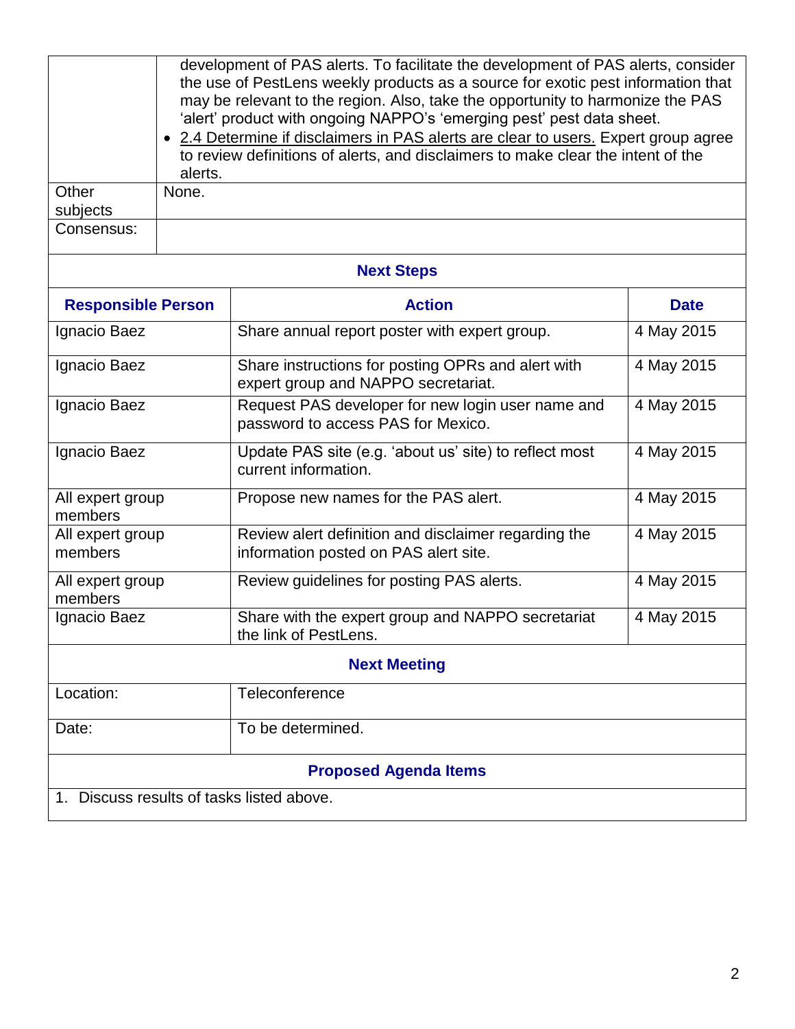| | |
|---|---|
| | development of PAS alerts. To facilitate the development of PAS alerts, consider the use of PestLens weekly products as a source for exotic pest information that may be relevant to the region. Also, take the opportunity to harmonize the PAS 'alert' product with ongoing NAPPO's 'emerging pest' pest data sheet.<br>• 2.4 Determine if disclaimers in PAS alerts are clear to users. Expert group agree to review definitions of alerts, and disclaimers to make clear the intent of the alerts. |
| Other subjects | None. |
| Consensus: | |

**Next Steps**

| Responsible Person | Action | Date |
|---|---|---|
| Ignacio Baez | Share annual report poster with expert group. | 4 May 2015 |
| Ignacio Baez | Share instructions for posting OPRs and alert with expert group and NAPPO secretariat. | 4 May 2015 |
| Ignacio Baez | Request PAS developer for new login user name and password to access PAS for Mexico. | 4 May 2015 |
| Ignacio Baez | Update PAS site (e.g. 'about us' site) to reflect most current information. | 4 May 2015 |
| All expert group members | Propose new names for the PAS alert. | 4 May 2015 |
| All expert group members | Review alert definition and disclaimer regarding the information posted on PAS alert site. | 4 May 2015 |
| All expert group members | Review guidelines for posting PAS alerts. | 4 May 2015 |
| Ignacio Baez | Share with the expert group and NAPPO secretariat the link of PestLens. | 4 May 2015 |

**Next Meeting**

| | |
|---|---|
| Location: | Teleconference |
| Date: | To be determined. |

**Proposed Agenda Items**

1. Discuss results of tasks listed above.